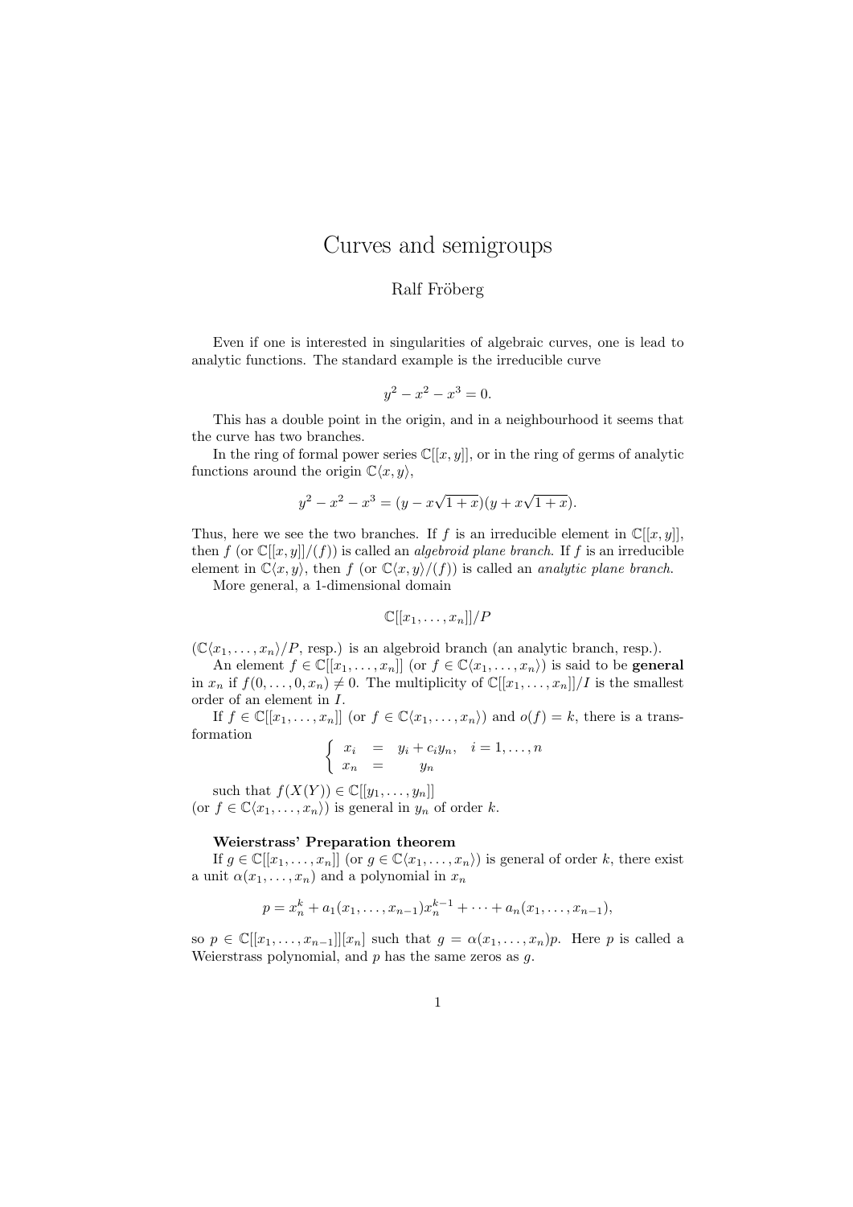# Curves and semigroups

Ralf Fröberg

Even if one is interested in singularities of algebraic curves, one is lead to analytic functions. The standard example is the irreducible curve

$$y^2 - x^2 - x^3 = 0.$$

This has a double point in the origin, and in a neighbourhood it seems that the curve has two branches.

In the ring of formal power series $\mathbb{C}[[x, y]]$, or in the ring of germs of analytic functions around the origin $\mathbb{C}\langle x, y\rangle$,

$$y^2 - x^2 - x^3 = (y - x\sqrt{1+x})(y + x\sqrt{1+x}).$$

Thus, here we see the two branches. If $f$ is an irreducible element in $\mathbb{C}[[x, y]]$, then $f$ (or $\mathbb{C}[[x, y]]/(f)$) is called an *algebroid plane branch*. If $f$ is an irreducible element in $\mathbb{C}\langle x, y\rangle$, then $f$ (or $\mathbb{C}\langle x, y\rangle/(f)$) is called an *analytic plane branch.*

More general, a 1-dimensional domain

$$\mathbb{C}[[x_1, \ldots, x_n]]/P$$

($\mathbb{C}\langle x_1, \ldots, x_n\rangle/P$, resp.) is an algebroid branch (an analytic branch, resp.).

An element $f \in \mathbb{C}[[x_1, \ldots, x_n]]$ (or $f \in \mathbb{C}\langle x_1, \ldots, x_n\rangle$) is said to be **general** in $x_n$ if $f(0, \ldots, 0, x_n) \neq 0$. The multiplicity of $\mathbb{C}[[x_1, \ldots, x_n]]/I$ is the smallest order of an element in $I$.

If $f \in \mathbb{C}[[x_1, \ldots, x_n]]$ (or $f \in \mathbb{C}\langle x_1, \ldots, x_n\rangle$) and $o(f) = k$, there is a transformation

$$\begin{cases} x_i &= y_i + c_i y_n, \quad i = 1, \ldots, n \\ x_n &= y_n \end{cases}$$

such that $f(X(Y)) \in \mathbb{C}[[y_1, \ldots, y_n]]$ (or $f \in \mathbb{C}\langle x_1, \ldots, x_n\rangle$) is general in $y_n$ of order $k$.

**Weierstrass' Preparation theorem**

If $g \in \mathbb{C}[[x_1, \ldots, x_n]]$ (or $g \in \mathbb{C}\langle x_1, \ldots, x_n\rangle$) is general of order $k$, there exist a unit $\alpha(x_1, \ldots, x_n)$ and a polynomial in $x_n$

$$p = x_n^k + a_1(x_1, \ldots, x_{n-1})x_n^{k-1} + \cdots + a_n(x_1, \ldots, x_{n-1}),$$

so $p \in \mathbb{C}[[x_1, \ldots, x_{n-1}]][x_n]$ such that $g = \alpha(x_1, \ldots, x_n)p$. Here $p$ is called a Weierstrass polynomial, and $p$ has the same zeros as $g$.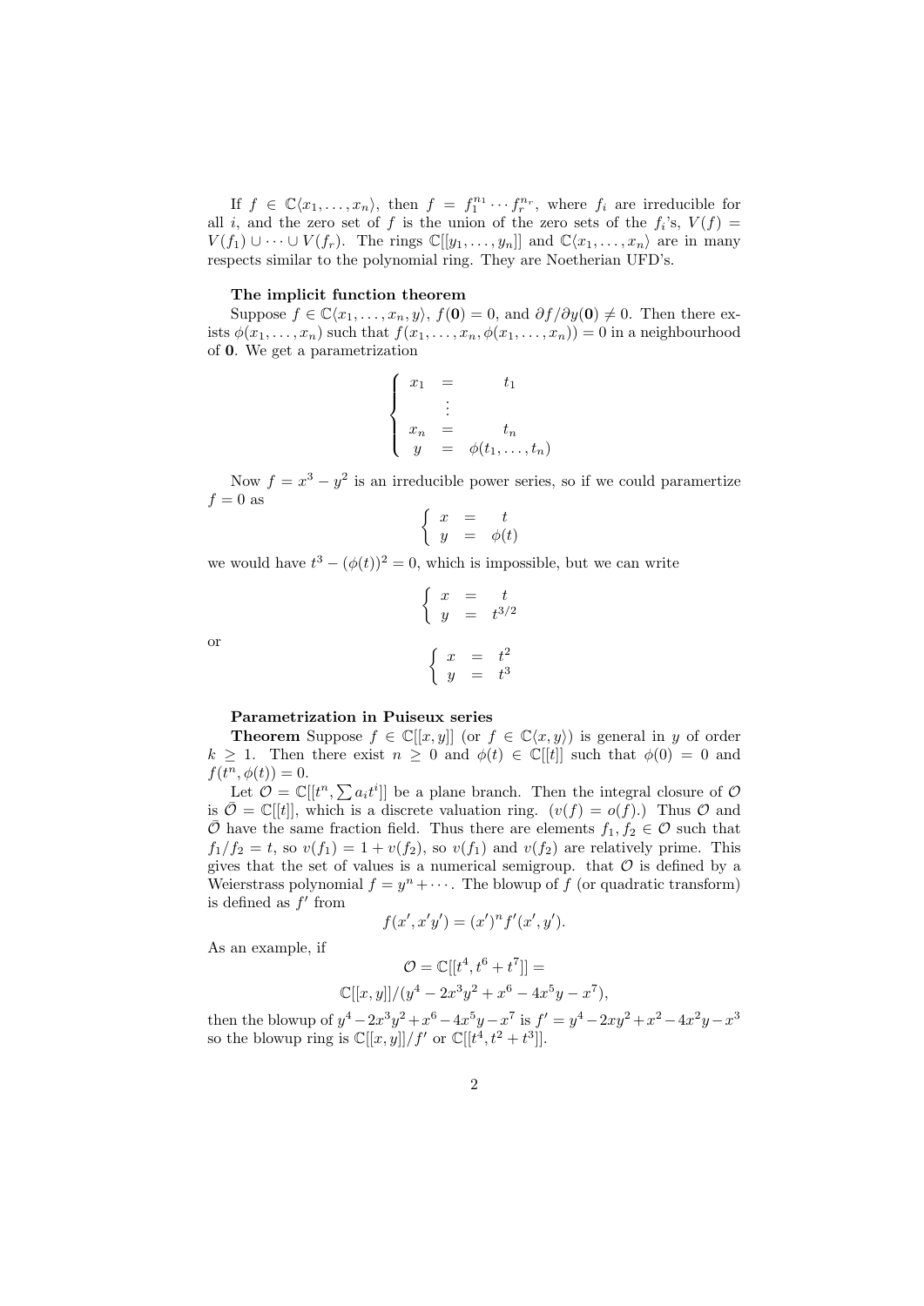If $f \in \mathbb{C}\langle x_1, \ldots, x_n \rangle$, then $f = f_1^{n_1} \cdots f_r^{n_r}$, where $f_i$ are irreducible for all $i$, and the zero set of $f$ is the union of the zero sets of the $f_i$'s, $V(f) = V(f_1) \cup \cdots \cup V(f_r)$. The rings $\mathbb{C}[[y_1, \ldots, y_n]]$ and $\mathbb{C}\langle x_1, \ldots, x_n \rangle$ are in many respects similar to the polynomial ring. They are Noetherian UFD's.

**The implicit function theorem**

Suppose $f \in \mathbb{C}\langle x_1, \ldots, x_n, y \rangle$, $f(\mathbf{0}) = 0$, and $\partial f / \partial y(\mathbf{0}) \neq 0$. Then there exists $\phi(x_1, \ldots, x_n)$ such that $f(x_1, \ldots, x_n, \phi(x_1, \ldots, x_n)) = 0$ in a neighbourhood of $\mathbf{0}$. We get a parametrization

$$\left\{ \begin{array}{ccc} x_1 & = & t_1 \\ & \vdots & \\ x_n & = & t_n \\ y & = & \phi(t_1, \ldots, t_n) \end{array} \right.$$

Now $f = x^3 - y^2$ is an irreducible power series, so if we could paramertize $f = 0$ as

$$\left\{ \begin{array}{ccc} x & = & t \\ y & = & \phi(t) \end{array} \right.$$

we would have $t^3 - (\phi(t))^2 = 0$, which is impossible, but we can write

$$\left\{ \begin{array}{ccc} x & = & t \\ y & = & t^{3/2} \end{array} \right.$$

or

$$\left\{ \begin{array}{ccc} x & = & t^2 \\ y & = & t^3 \end{array} \right.$$

**Parametrization in Puiseux series**

**Theorem** Suppose $f \in \mathbb{C}[[x, y]]$ (or $f \in \mathbb{C}\langle x, y \rangle$) is general in $y$ of order $k \geq 1$. Then there exist $n \geq 0$ and $\phi(t) \in \mathbb{C}[[t]]$ such that $\phi(0) = 0$ and $f(t^n, \phi(t)) = 0$.

Let $\mathcal{O} = \mathbb{C}[[t^n, \sum a_i t^i]]$ be a plane branch. Then the integral closure of $\mathcal{O}$ is $\bar{\mathcal{O}} = \mathbb{C}[[t]]$, which is a discrete valuation ring. ($v(f) = o(f)$.) Thus $\mathcal{O}$ and $\bar{\mathcal{O}}$ have the same fraction field. Thus there are elements $f_1, f_2 \in \mathcal{O}$ such that $f_1/f_2 = t$, so $v(f_1) = 1 + v(f_2)$, so $v(f_1)$ and $v(f_2)$ are relatively prime. This gives that the set of values is a numerical semigroup. that $\mathcal{O}$ is defined by a Weierstrass polynomial $f = y^n + \cdots$. The blowup of $f$ (or quadratic transform) is defined as $f'$ from

$$f(x', x'y') = (x')^n f'(x', y').$$

As an example, if

$$\mathcal{O} = \mathbb{C}[[t^4, t^6 + t^7]] =$$

$$\mathbb{C}[[x, y]]/(y^4 - 2x^3y^2 + x^6 - 4x^5y - x^7),$$

then the blowup of $y^4 - 2x^3y^2 + x^6 - 4x^5y - x^7$ is $f' = y^4 - 2xy^2 + x^2 - 4x^2y - x^3$ so the blowup ring is $\mathbb{C}[[x, y]]/f'$ or $\mathbb{C}[[t^4, t^2 + t^3]]$.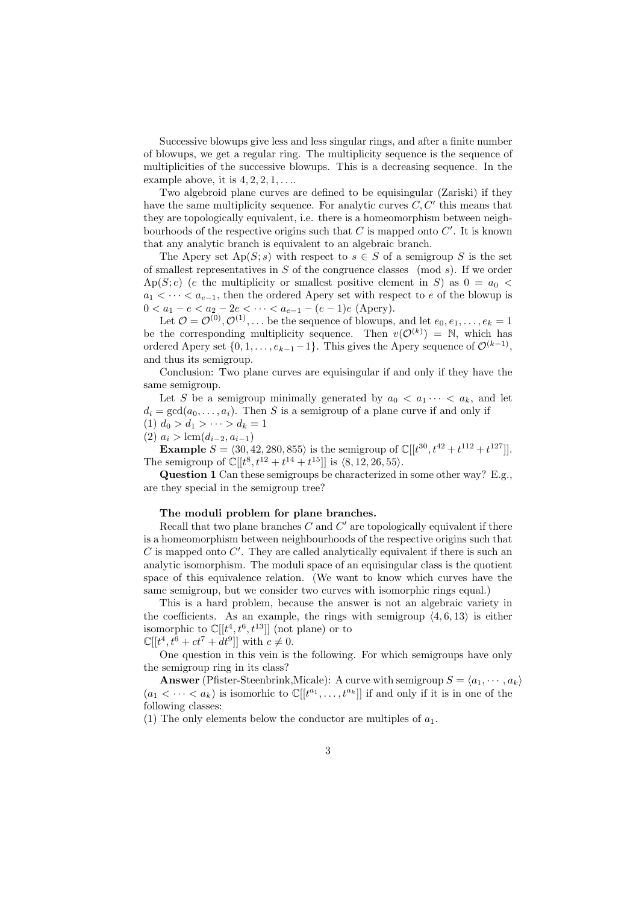Successive blowups give less and less singular rings, and after a finite number of blowups, we get a regular ring. The multiplicity sequence is the sequence of multiplicities of the successive blowups. This is a decreasing sequence. In the example above, it is $4, 2, 2, 1, \ldots$.

Two algebroid plane curves are defined to be equisingular (Zariski) if they have the same multiplicity sequence. For analytic curves $C, C'$ this means that they are topologically equivalent, i.e. there is a homeomorphism between neighbourhoods of the respective origins such that $C$ is mapped onto $C'$. It is known that any analytic branch is equivalent to an algebraic branch.

The Apery set $\mathrm{Ap}(S; s)$ with respect to $s \in S$ of a semigroup $S$ is the set of smallest representatives in $S$ of the congruence classes $\pmod{s}$. If we order $\mathrm{Ap}(S; e)$ ($e$ the multiplicity or smallest positive element in $S$) as $0 = a_0 < a_1 < \cdots < a_{e-1}$, then the ordered Apery set with respect to $e$ of the blowup is $0 < a_1 - e < a_2 - 2e < \cdots < a_{e-1} - (e-1)e$ (Apery).

Let $\mathcal{O} = \mathcal{O}^{(0)}, \mathcal{O}^{(1)}, \ldots$ be the sequence of blowups, and let $e_0, e_1, \ldots, e_k = 1$ be the corresponding multiplicity sequence. Then $v(\mathcal{O}^{(k)}) = \mathbb{N}$, which has ordered Apery set $\{0, 1, \ldots, e_{k-1} - 1\}$. This gives the Apery sequence of $\mathcal{O}^{(k-1)}$, and thus its semigroup.

Conclusion: Two plane curves are equisingular if and only if they have the same semigroup.

Let $S$ be a semigroup minimally generated by $a_0 < a_1 \cdots < a_k$, and let $d_i = \gcd(a_0, \ldots, a_i)$. Then $S$ is a semigroup of a plane curve if and only if

(1) $d_0 > d_1 > \cdots > d_k = 1$

(2) $a_i > \mathrm{lcm}(d_{i-2}, a_{i-1})$

**Example** $S = \langle 30, 42, 280, 855 \rangle$ is the semigroup of $\mathbb{C}[[t^{30}, t^{42} + t^{112} + t^{127}]]$. The semigroup of $\mathbb{C}[[t^8, t^{12} + t^{14} + t^{15}]]$ is $\langle 8, 12, 26, 55 \rangle$.

**Question 1** Can these semigroups be characterized in some other way? E.g., are they special in the semigroup tree?

**The moduli problem for plane branches.**

Recall that two plane branches $C$ and $C'$ are topologically equivalent if there is a homeomorphism between neighbourhoods of the respective origins such that $C$ is mapped onto $C'$. They are called analytically equivalent if there is such an analytic isomorphism. The moduli space of an equisingular class is the quotient space of this equivalence relation. (We want to know which curves have the same semigroup, but we consider two curves with isomorphic rings equal.)

This is a hard problem, because the answer is not an algebraic variety in the coefficients. As an example, the rings with semigroup $\langle 4, 6, 13 \rangle$ is either isomorphic to $\mathbb{C}[[t^4, t^6, t^{13}]]$ (not plane) or to $\mathbb{C}[[t^4, t^6 + ct^7 + dt^9]]$ with $c \neq 0$.

One question in this vein is the following. For which semigroups have only the semigroup ring in its class?

**Answer** (Pfister-Steenbrink,Micale): A curve with semigroup $S = \langle a_1, \cdots, a_k \rangle$ ($a_1 < \cdots < a_k$) is isomorhic to $\mathbb{C}[[t^{a_1}, \ldots, t^{a_k}]]$ if and only if it is in one of the following classes:

(1) The only elements below the conductor are multiples of $a_1$.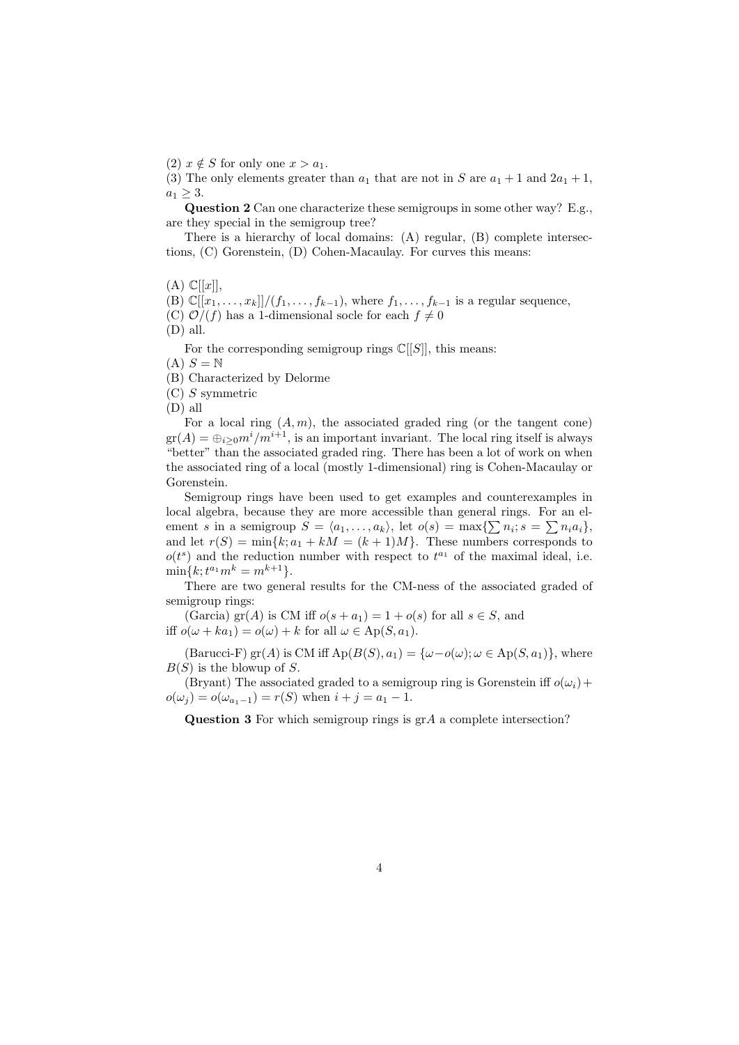(2) $x \notin S$ for only one $x > a_1$.
(3) The only elements greater than $a_1$ that are not in $S$ are $a_1 + 1$ and $2a_1 + 1$, $a_1 \geq 3$.

**Question 2** Can one characterize these semigroups in some other way? E.g., are they special in the semigroup tree?

There is a hierarchy of local domains: (A) regular, (B) complete intersections, (C) Gorenstein, (D) Cohen-Macaulay. For curves this means:

(A) $\mathbb{C}[[x]]$,
(B) $\mathbb{C}[[x_1, \ldots, x_k]]/(f_1, \ldots, f_{k-1})$, where $f_1, \ldots, f_{k-1}$ is a regular sequence,
(C) $\mathcal{O}/(f)$ has a 1-dimensional socle for each $f \neq 0$
(D) all.

For the corresponding semigroup rings $\mathbb{C}[[S]]$, this means:
(A) $S = \mathbb{N}$
(B) Characterized by Delorme
(C) $S$ symmetric
(D) all

For a local ring $(A, m)$, the associated graded ring (or the tangent cone) $\mathrm{gr}(A) = \oplus_{i \geq 0} m^i/m^{i+1}$, is an important invariant. The local ring itself is always "better" than the associated graded ring. There has been a lot of work on when the associated ring of a local (mostly 1-dimensional) ring is Cohen-Macaulay or Gorenstein.

Semigroup rings have been used to get examples and counterexamples in local algebra, because they are more accessible than general rings. For an element $s$ in a semigroup $S = \langle a_1, \ldots, a_k \rangle$, let $o(s) = \max\{\sum n_i; s = \sum n_i a_i\}$, and let $r(S) = \min\{k; a_1 + kM = (k+1)M\}$. These numbers corresponds to $o(t^s)$ and the reduction number with respect to $t^{a_1}$ of the maximal ideal, i.e. $\min\{k; t^{a_1} m^k = m^{k+1}\}$.

There are two general results for the CM-ness of the associated graded of semigroup rings:

(Garcia) $\mathrm{gr}(A)$ is CM iff $o(s + a_1) = 1 + o(s)$ for all $s \in S$, and iff $o(\omega + ka_1) = o(\omega) + k$ for all $\omega \in \mathrm{Ap}(S, a_1)$.

(Barucci-F) $\mathrm{gr}(A)$ is CM iff $\mathrm{Ap}(B(S), a_1) = \{\omega - o(\omega); \omega \in \mathrm{Ap}(S, a_1)\}$, where $B(S)$ is the blowup of $S$.

(Bryant) The associated graded to a semigroup ring is Gorenstein iff $o(\omega_i) + o(\omega_j) = o(\omega_{a_1 - 1}) = r(S)$ when $i + j = a_1 - 1$.

**Question 3** For which semigroup rings is $\mathrm{gr}A$ a complete intersection?